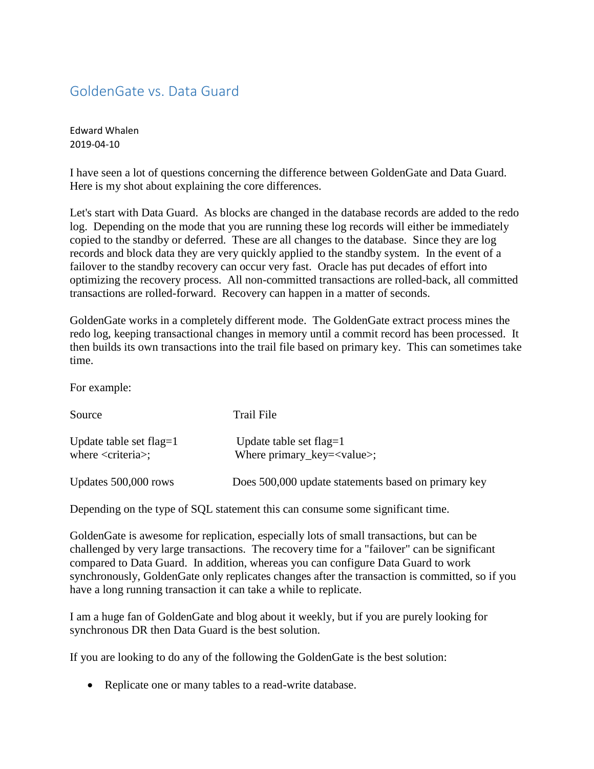# GoldenGate vs. Data Guard

Edward Whalen
2019-04-10

I have seen a lot of questions concerning the difference between GoldenGate and Data Guard. Here is my shot about explaining the core differences.

Let's start with Data Guard. As blocks are changed in the database records are added to the redo log. Depending on the mode that you are running these log records will either be immediately copied to the standby or deferred. These are all changes to the database. Since they are log records and block data they are very quickly applied to the standby system. In the event of a failover to the standby recovery can occur very fast. Oracle has put decades of effort into optimizing the recovery process. All non-committed transactions are rolled-back, all committed transactions are rolled-forward. Recovery can happen in a matter of seconds.

GoldenGate works in a completely different mode. The GoldenGate extract process mines the redo log, keeping transactional changes in memory until a commit record has been processed. It then builds its own transactions into the trail file based on primary key. This can sometimes take time.

For example:

| Source | Trail File |
|---|---|
| Update table set flag=1 where <criteria>; | Update table set flag=1 Where primary_key=<value>; |
| Updates 500,000 rows | Does 500,000 update statements based on primary key |

Depending on the type of SQL statement this can consume some significant time.

GoldenGate is awesome for replication, especially lots of small transactions, but can be challenged by very large transactions. The recovery time for a "failover" can be significant compared to Data Guard. In addition, whereas you can configure Data Guard to work synchronously, GoldenGate only replicates changes after the transaction is committed, so if you have a long running transaction it can take a while to replicate.

I am a huge fan of GoldenGate and blog about it weekly, but if you are purely looking for synchronous DR then Data Guard is the best solution.

If you are looking to do any of the following the GoldenGate is the best solution:

- Replicate one or many tables to a read-write database.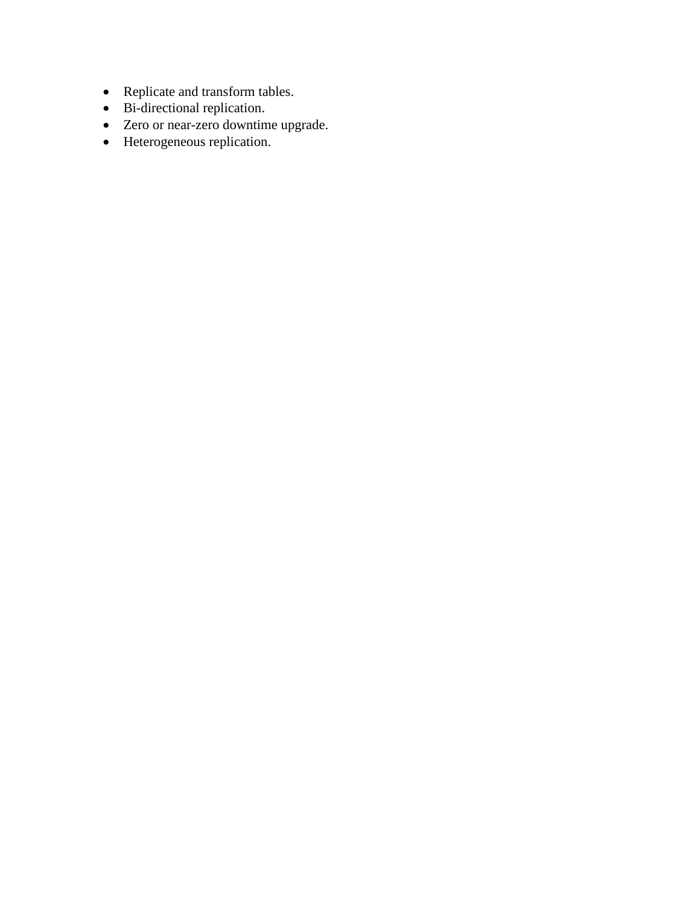- Replicate and transform tables.
- Bi-directional replication.
- Zero or near-zero downtime upgrade.
- Heterogeneous replication.